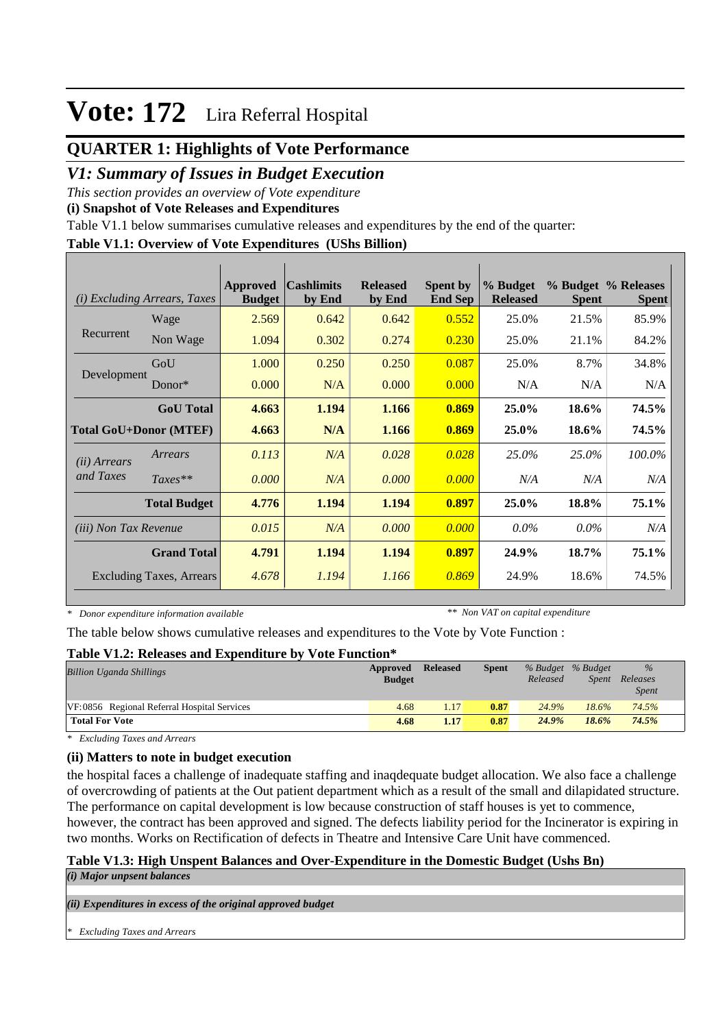# Vote: 172 Lira Referral Hospital

## QUARTER 1: Highlights of Vote Performance

### *V1: Summary of Issues in Budget Execution*

*This section provides an overview of Vote expenditure*

**(i) Snapshot of Vote Releases and Expenditures**

Table V1.1 below summarises cumulative releases and expenditures by the end of the quarter:

**Table V1.1: Overview of Vote Expenditures (UShs Billion)**

| *(i) Excluding Arrears, Taxes* | | Approved Budget | Cashlimits by End | Released by End | Spent by End Sep | % Budget Released | % Budget Spent | % Releases Spent |
|---|---|---|---|---|---|---|---|---|
| Recurrent | Wage | 2.569 | 0.642 | 0.642 | 0.552 | 25.0% | 21.5% | 85.9% |
| | Non Wage | 1.094 | 0.302 | 0.274 | 0.230 | 25.0% | 21.1% | 84.2% |
| Development | GoU | 1.000 | 0.250 | 0.250 | 0.087 | 25.0% | 8.7% | 34.8% |
| | Donor* | 0.000 | N/A | 0.000 | 0.000 | N/A | N/A | N/A |
| | **GoU Total** | **4.663** | **1.194** | **1.166** | **0.869** | **25.0%** | **18.6%** | **74.5%** |
| **Total GoU+Donor (MTEF)** | | **4.663** | **N/A** | **1.166** | **0.869** | **25.0%** | **18.6%** | **74.5%** |
| *(ii) Arrears and Taxes* | *Arrears* | *0.113* | *N/A* | *0.028* | *0.028* | *25.0%* | *25.0%* | *100.0%* |
| | *Taxes*** | *0.000* | *N/A* | *0.000* | *0.000* | *N/A* | *N/A* | *N/A* |
| | **Total Budget** | **4.776** | **1.194** | **1.194** | **0.897** | **25.0%** | **18.8%** | **75.1%** |
| *(iii) Non Tax Revenue* | | *0.015* | *N/A* | *0.000* | *0.000* | *0.0%* | *0.0%* | *N/A* |
| | **Grand Total** | **4.791** | **1.194** | **1.194** | **0.897** | **24.9%** | **18.7%** | **75.1%** |
| | Excluding Taxes, Arrears | *4.678* | *1.194* | *1.166* | *0.869* | 24.9% | 18.6% | 74.5% |

*\* Donor expenditure information available* *\*\* Non VAT on capital expenditure*

The table below shows cumulative releases and expenditures to the Vote by Vote Function :

**Table V1.2: Releases and Expenditure by Vote Function***

| *Billion Uganda Shillings* | Approved Budget | Released | Spent | *% Budget Released* | *% Budget Spent* | *% Releases Spent* |
|---|---|---|---|---|---|---|
| VF:0856 Regional Referral Hospital Services | 4.68 | 1.17 | 0.87 | 24.9% | 18.6% | 74.5% |
| **Total For Vote** | **4.68** | **1.17** | **0.87** | **24.9%** | **18.6%** | **74.5%** |

*\* Excluding Taxes and Arrears*

**(ii) Matters to note in budget execution**

the hospital faces a challenge of inadequate staffing and inaqdequate budget allocation. We also face a challenge of overcrowding of patients at the Out patient department which as a result of the small and dilapidated structure. The performance on capital development is low because construction of staff houses is yet to commence, however, the contract has been approved and signed. The defects liability period for the Incinerator is expiring in two months. Works on Rectification of defects in Theatre and Intensive Care Unit have commenced.

**Table V1.3: High Unspent Balances and Over-Expenditure in the Domestic Budget (Ushs Bn)**

*(i) Major unpsent balances*

*(ii) Expenditures in excess of the original approved budget*

*\* Excluding Taxes and Arrears*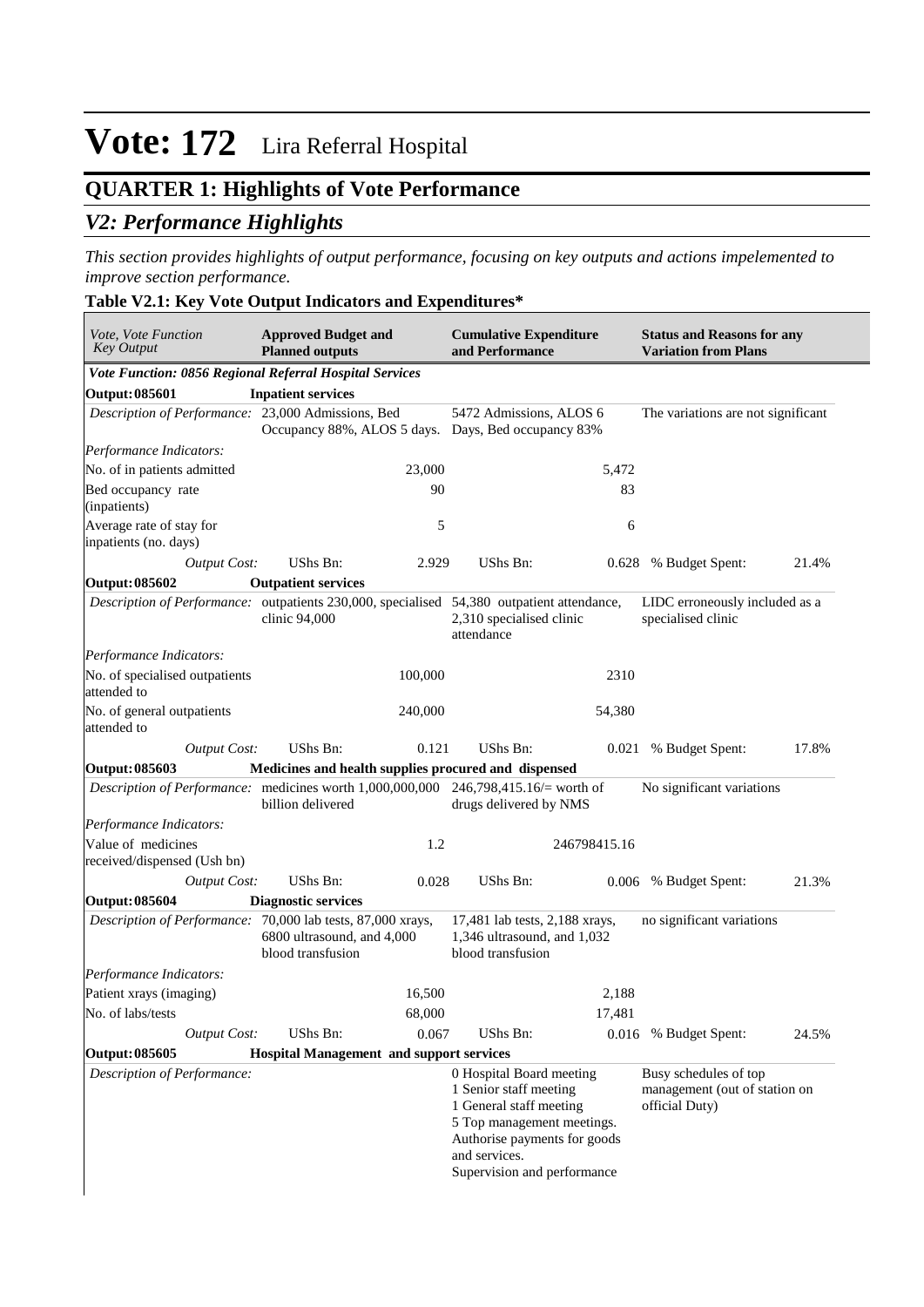# Vote: 172 Lira Referral Hospital

## QUARTER 1: Highlights of Vote Performance

### *V2: Performance Highlights*

*This section provides highlights of output performance, focusing on key outputs and actions impelemented to improve section performance.*

**Table V2.1: Key Vote Output Indicators and Expenditures***

| *Vote, Vote Function Key Output* | **Approved Budget and Planned outputs** | | **Cumulative Expenditure and Performance** | | **Status and Reasons for any Variation from Plans** | |
|---|---|---|---|---|---|---|
| ***Vote Function: 0856 Regional Referral Hospital Services*** | | | | | | |
| **Output: 085601** | **Inpatient services** | | | | | |
| *Description of Performance:* | 23,000 Admissions, Bed Occupancy 88%, ALOS 5 days. | | 5472 Admissions, ALOS 6 Days, Bed occupancy 83% | | The variations are not significant | |
| *Performance Indicators:* | | | | | | |
| No. of in patients admitted | | 23,000 | | 5,472 | | |
| Bed occupancy rate (inpatients) | | 90 | | 83 | | |
| Average rate of stay for inpatients (no. days) | | 5 | | 6 | | |
| *Output Cost:* | UShs Bn: | 2.929 | UShs Bn: | 0.628 | % Budget Spent: | 21.4% |
| **Output: 085602** | **Outpatient services** | | | | | |
| *Description of Performance:* | outpatients 230,000, specialised clinic 94,000 | | 54,380 outpatient attendance, 2,310 specialised clinic attendance | | LIDC erroneously included as a specialised clinic | |
| *Performance Indicators:* | | | | | | |
| No. of specialised outpatients attended to | | 100,000 | | 2310 | | |
| No. of general outpatients attended to | | 240,000 | | 54,380 | | |
| *Output Cost:* | UShs Bn: | 0.121 | UShs Bn: | 0.021 | % Budget Spent: | 17.8% |
| **Output: 085603** | **Medicines and health supplies procured and dispensed** | | | | | |
| *Description of Performance:* | medicines worth 1,000,000,000 billion delivered | | 246,798,415.16/= worth of drugs delivered by NMS | | No significant variations | |
| *Performance Indicators:* | | | | | | |
| Value of medicines received/dispensed (Ush bn) | | 1.2 | | 246798415.16 | | |
| *Output Cost:* | UShs Bn: | 0.028 | UShs Bn: | 0.006 | % Budget Spent: | 21.3% |
| **Output: 085604** | **Diagnostic services** | | | | | |
| *Description of Performance:* | 70,000 lab tests, 87,000 xrays, 6800 ultrasound, and 4,000 blood transfusion | | 17,481 lab tests, 2,188 xrays, 1,346 ultrasound, and 1,032 blood transfusion | | no significant variations | |
| *Performance Indicators:* | | | | | | |
| Patient xrays (imaging) | | 16,500 | | 2,188 | | |
| No. of labs/tests | | 68,000 | | 17,481 | | |
| *Output Cost:* | UShs Bn: | 0.067 | UShs Bn: | 0.016 | % Budget Spent: | 24.5% |
| **Output: 085605** | **Hospital Management and support services** | | | | | |
| *Description of Performance:* | | | 0 Hospital Board meeting<br>1 Senior staff meeting<br>1 General staff meeting<br>5 Top management meetings.<br>Authorise payments for goods and services.<br>Supervision and performance | | Busy schedules of top management (out of station on official Duty) | |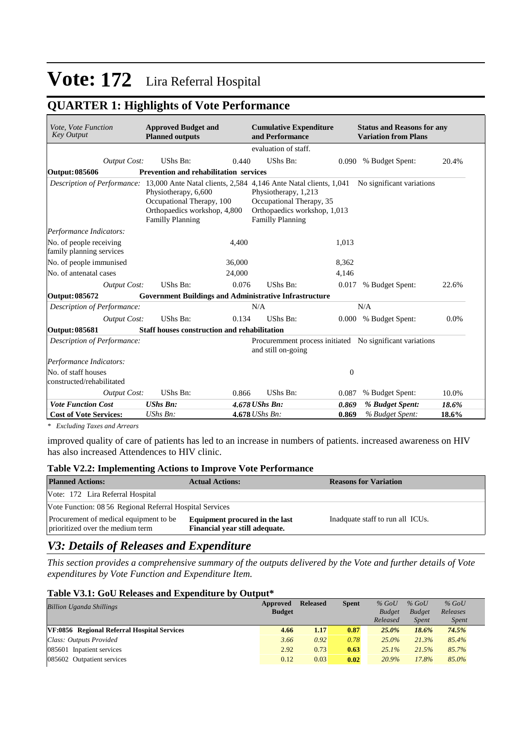# Vote: 172 Lira Referral Hospital

## QUARTER 1: Highlights of Vote Performance

| *Vote, Vote Function Key Output* | **Approved Budget and Planned outputs** | | **Cumulative Expenditure and Performance** | | **Status and Reasons for any Variation from Plans** | |
|---|---|---|---|---|---|---|
| | | | evaluation of staff. | | | |
| *Output Cost:* | UShs Bn: | 0.440 | UShs Bn: | 0.090 | % Budget Spent: | 20.4% |
| **Output: 085606** | **Prevention and rehabilitation services** | | | | | |
| *Description of Performance:* | 13,000 Ante Natal clients, 2,584 Physiotherapy, 6,600 Occupational Therapy, 100 Orthopaedics workshop, 4,800 Familly Planning | | 4,146 Ante Natal clients, 1,041 Physiotherapy, 1,213 Occupational Therapy, 35 Orthopaedics workshop, 1,013 Familly Planning | | No significant variations | |
| *Performance Indicators:* | | | | | | |
| No. of people receiving family planning services | | 4,400 | | 1,013 | | |
| No. of people immunised | | 36,000 | | 8,362 | | |
| No. of antenatal cases | | 24,000 | | 4,146 | | |
| *Output Cost:* | UShs Bn: | 0.076 | UShs Bn: | 0.017 | % Budget Spent: | 22.6% |
| **Output: 085672** | **Government Buildings and Administrative Infrastructure** | | | | | |
| *Description of Performance:* | | | N/A | | N/A | |
| *Output Cost:* | UShs Bn: | 0.134 | UShs Bn: | 0.000 | % Budget Spent: | 0.0% |
| **Output: 085681** | **Staff houses construction and rehabilitation** | | | | | |
| *Description of Performance:* | | | Procuremment process initiated and still on-going | | No significant variations | |
| *Performance Indicators:* | | | | | | |
| No. of staff houses constructed/rehabilitated | | | | 0 | | |
| *Output Cost:* | UShs Bn: | 0.866 | UShs Bn: | 0.087 | % Budget Spent: | 10.0% |
| ***Vote Function Cost*** | ***UShs Bn:*** | ***4.678*** | ***UShs Bn:*** | ***0.869*** | ***% Budget Spent:*** | ***18.6%*** |
| **Cost of Vote Services:** | *UShs Bn:* | **4.678** | *UShs Bn:* | **0.869** | *% Budget Spent:* | **18.6%** |

*\* Excluding Taxes and Arrears*

improved quality of care of patients has led to an increase in numbers of patients. increased awareness on HIV has also increased Attendences to HIV clinic.

### Table V2.2: Implementing Actions to Improve Vote Performance

| **Planned Actions:** | **Actual Actions:** | **Reasons for Variation** |
|---|---|---|
| Vote: 172 Lira Referral Hospital | | |
| Vote Function: 08 56 Regional Referral Hospital Services | | |
| Procurement of medical equipment to be prioritized over the medium term | **Equipment procured in the last Financial year still adequate.** | Inadquate staff to run all ICUs. |

## *V3: Details of Releases and Expenditure*

*This section provides a comprehensive summary of the outputs delivered by the Vote and further details of Vote expenditures by Vote Function and Expenditure Item.*

### Table V3.1: GoU Releases and Expenditure by Output*

| *Billion Uganda Shillings* | **Approved Budget** | **Released** | **Spent** | *% GoU Budget Released* | *% GoU Budget Spent* | *% GoU Releases Spent* |
|---|---|---|---|---|---|---|
| **VF:0856 Regional Referral Hospital Services** | **4.66** | **1.17** | **0.87** | ***25.0%*** | ***18.6%*** | ***74.5%*** |
| *Class: Outputs Provided* | *3.66* | *0.92* | *0.78* | *25.0%* | *21.3%* | *85.4%* |
| 085601 Inpatient services | 2.92 | 0.73 | **0.63** | *25.1%* | *21.5%* | *85.7%* |
| 085602 Outpatient services | 0.12 | 0.03 | **0.02** | *20.9%* | *17.8%* | *85.0%* |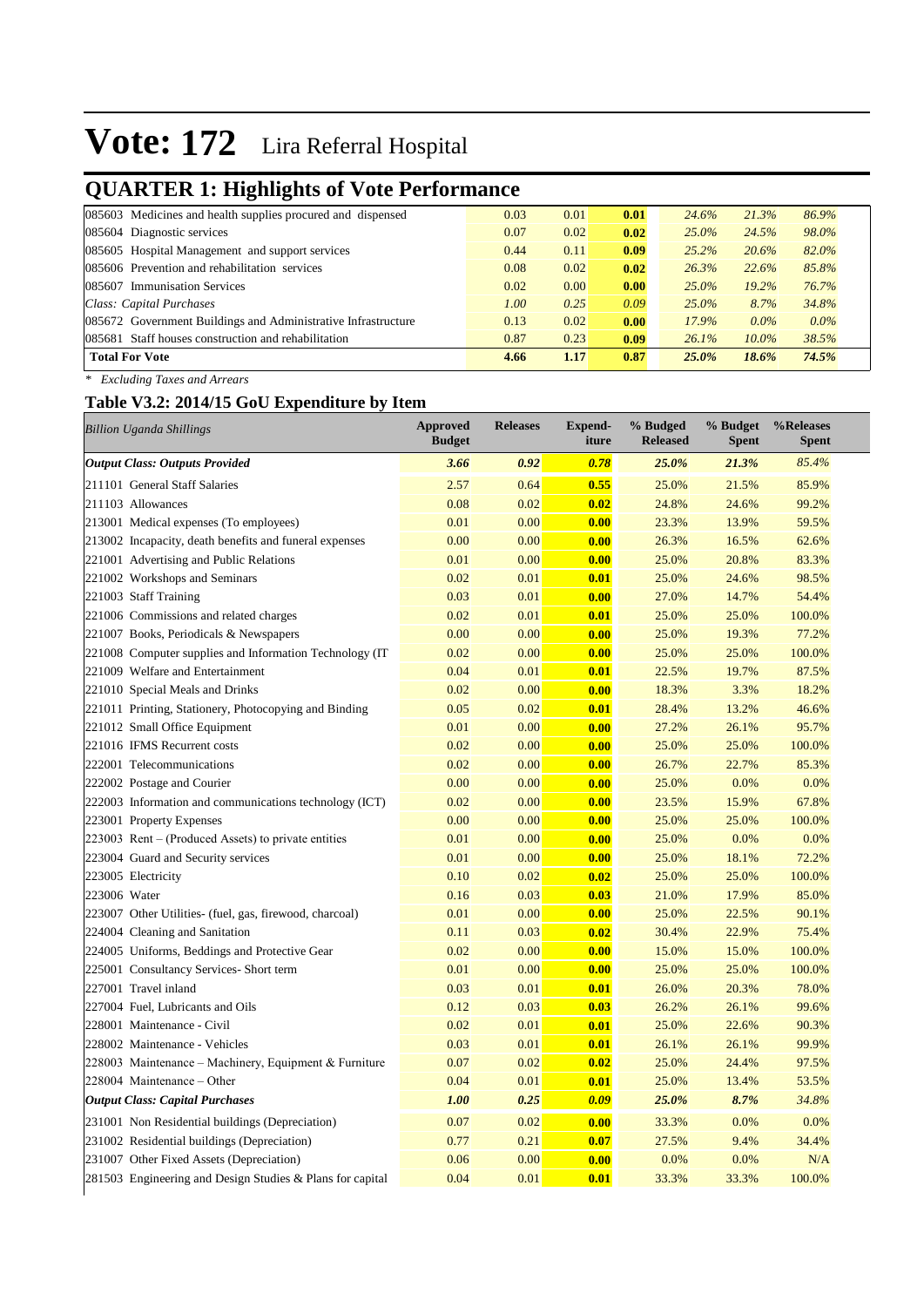# Vote: 172 Lira Referral Hospital

## QUARTER 1: Highlights of Vote Performance

| | | | | | | |
|---|---|---|---|---|---|---|
| 085603 Medicines and health supplies procured and dispensed | 0.03 | 0.01 | 0.01 | *24.6%* | *21.3%* | *86.9%* |
| 085604 Diagnostic services | 0.07 | 0.02 | 0.02 | *25.0%* | *24.5%* | *98.0%* |
| 085605 Hospital Management and support services | 0.44 | 0.11 | 0.09 | *25.2%* | *20.6%* | *82.0%* |
| 085606 Prevention and rehabilitation services | 0.08 | 0.02 | 0.02 | *26.3%* | *22.6%* | *85.8%* |
| 085607 Immunisation Services | 0.02 | 0.00 | 0.00 | *25.0%* | *19.2%* | *76.7%* |
| *Class: Capital Purchases* | *1.00* | *0.25* | *0.09* | *25.0%* | *8.7%* | *34.8%* |
| 085672 Government Buildings and Administrative Infrastructure | 0.13 | 0.02 | 0.00 | *17.9%* | *0.0%* | *0.0%* |
| 085681 Staff houses construction and rehabilitation | 0.87 | 0.23 | 0.09 | *26.1%* | *10.0%* | *38.5%* |
| **Total For Vote** | **4.66** | **1.17** | **0.87** | ***25.0%*** | ***18.6%*** | ***74.5%*** |

*\* Excluding Taxes and Arrears*

### Table V3.2: 2014/15 GoU Expenditure by Item

| *Billion Uganda Shillings* | Approved Budget | Releases | Expend-iture | % Budged Released | % Budget Spent | %Releases Spent |
|---|---|---|---|---|---|---|
| ***Output Class: Outputs Provided*** | ***3.66*** | ***0.92*** | ***0.78*** | ***25.0%*** | ***21.3%*** | *85.4%* |
| 211101 General Staff Salaries | 2.57 | 0.64 | **0.55** | 25.0% | 21.5% | 85.9% |
| 211103 Allowances | 0.08 | 0.02 | **0.02** | 24.8% | 24.6% | 99.2% |
| 213001 Medical expenses (To employees) | 0.01 | 0.00 | **0.00** | 23.3% | 13.9% | 59.5% |
| 213002 Incapacity, death benefits and funeral expenses | 0.00 | 0.00 | **0.00** | 26.3% | 16.5% | 62.6% |
| 221001 Advertising and Public Relations | 0.01 | 0.00 | **0.00** | 25.0% | 20.8% | 83.3% |
| 221002 Workshops and Seminars | 0.02 | 0.01 | **0.01** | 25.0% | 24.6% | 98.5% |
| 221003 Staff Training | 0.03 | 0.01 | **0.00** | 27.0% | 14.7% | 54.4% |
| 221006 Commissions and related charges | 0.02 | 0.01 | **0.01** | 25.0% | 25.0% | 100.0% |
| 221007 Books, Periodicals & Newspapers | 0.00 | 0.00 | **0.00** | 25.0% | 19.3% | 77.2% |
| 221008 Computer supplies and Information Technology (IT | 0.02 | 0.00 | **0.00** | 25.0% | 25.0% | 100.0% |
| 221009 Welfare and Entertainment | 0.04 | 0.01 | **0.01** | 22.5% | 19.7% | 87.5% |
| 221010 Special Meals and Drinks | 0.02 | 0.00 | **0.00** | 18.3% | 3.3% | 18.2% |
| 221011 Printing, Stationery, Photocopying and Binding | 0.05 | 0.02 | **0.01** | 28.4% | 13.2% | 46.6% |
| 221012 Small Office Equipment | 0.01 | 0.00 | **0.00** | 27.2% | 26.1% | 95.7% |
| 221016 IFMS Recurrent costs | 0.02 | 0.00 | **0.00** | 25.0% | 25.0% | 100.0% |
| 222001 Telecommunications | 0.02 | 0.00 | **0.00** | 26.7% | 22.7% | 85.3% |
| 222002 Postage and Courier | 0.00 | 0.00 | **0.00** | 25.0% | 0.0% | 0.0% |
| 222003 Information and communications technology (ICT) | 0.02 | 0.00 | **0.00** | 23.5% | 15.9% | 67.8% |
| 223001 Property Expenses | 0.00 | 0.00 | **0.00** | 25.0% | 25.0% | 100.0% |
| 223003 Rent – (Produced Assets) to private entities | 0.01 | 0.00 | **0.00** | 25.0% | 0.0% | 0.0% |
| 223004 Guard and Security services | 0.01 | 0.00 | **0.00** | 25.0% | 18.1% | 72.2% |
| 223005 Electricity | 0.10 | 0.02 | **0.02** | 25.0% | 25.0% | 100.0% |
| 223006 Water | 0.16 | 0.03 | **0.03** | 21.0% | 17.9% | 85.0% |
| 223007 Other Utilities- (fuel, gas, firewood, charcoal) | 0.01 | 0.00 | **0.00** | 25.0% | 22.5% | 90.1% |
| 224004 Cleaning and Sanitation | 0.11 | 0.03 | **0.02** | 30.4% | 22.9% | 75.4% |
| 224005 Uniforms, Beddings and Protective Gear | 0.02 | 0.00 | **0.00** | 15.0% | 15.0% | 100.0% |
| 225001 Consultancy Services- Short term | 0.01 | 0.00 | **0.00** | 25.0% | 25.0% | 100.0% |
| 227001 Travel inland | 0.03 | 0.01 | **0.01** | 26.0% | 20.3% | 78.0% |
| 227004 Fuel, Lubricants and Oils | 0.12 | 0.03 | **0.03** | 26.2% | 26.1% | 99.6% |
| 228001 Maintenance - Civil | 0.02 | 0.01 | **0.01** | 25.0% | 22.6% | 90.3% |
| 228002 Maintenance - Vehicles | 0.03 | 0.01 | **0.01** | 26.1% | 26.1% | 99.9% |
| 228003 Maintenance – Machinery, Equipment & Furniture | 0.07 | 0.02 | **0.02** | 25.0% | 24.4% | 97.5% |
| 228004 Maintenance – Other | 0.04 | 0.01 | **0.01** | 25.0% | 13.4% | 53.5% |
| ***Output Class: Capital Purchases*** | ***1.00*** | ***0.25*** | ***0.09*** | ***25.0%*** | ***8.7%*** | *34.8%* |
| 231001 Non Residential buildings (Depreciation) | 0.07 | 0.02 | **0.00** | 33.3% | 0.0% | 0.0% |
| 231002 Residential buildings (Depreciation) | 0.77 | 0.21 | **0.07** | 27.5% | 9.4% | 34.4% |
| 231007 Other Fixed Assets (Depreciation) | 0.06 | 0.00 | **0.00** | 0.0% | 0.0% | N/A |
| 281503 Engineering and Design Studies & Plans for capital | 0.04 | 0.01 | **0.01** | 33.3% | 33.3% | 100.0% |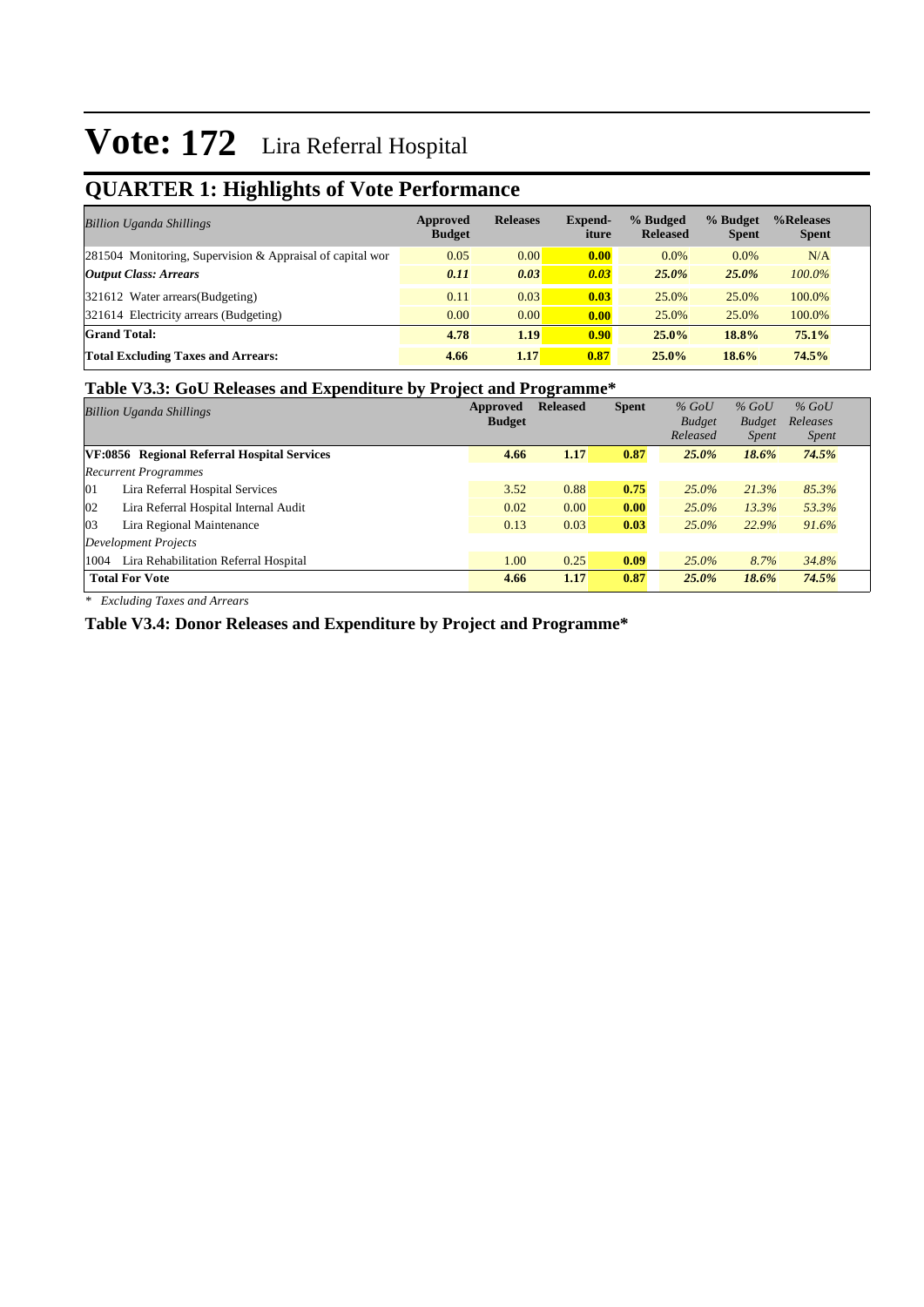# Vote: 172 Lira Referral Hospital

## QUARTER 1: Highlights of Vote Performance

| *Billion Uganda Shillings* | Approved Budget | Releases | Expend-iture | % Budged Released | % Budget Spent | %Releases Spent |
|---|---|---|---|---|---|---|
| 281504 Monitoring, Supervision & Appraisal of capital wor | 0.05 | 0.00 | 0.00 | 0.0% | 0.0% | N/A |
| ***Output Class: Arrears*** | ***0.11*** | ***0.03*** | ***0.03*** | ***25.0%*** | ***25.0%*** | *100.0%* |
| 321612 Water arrears(Budgeting) | 0.11 | 0.03 | 0.03 | 25.0% | 25.0% | 100.0% |
| 321614 Electricity arrears (Budgeting) | 0.00 | 0.00 | 0.00 | 25.0% | 25.0% | 100.0% |
| **Grand Total:** | **4.78** | **1.19** | **0.90** | **25.0%** | **18.8%** | **75.1%** |
| **Total Excluding Taxes and Arrears:** | **4.66** | **1.17** | **0.87** | **25.0%** | **18.6%** | **74.5%** |

### Table V3.3: GoU Releases and Expenditure by Project and Programme*

| *Billion Uganda Shillings* | Approved Budget | Released | Spent | *% GoU Budget Released* | *% GoU Budget Spent* | *% GoU Releases Spent* |
|---|---|---|---|---|---|---|
| **VF:0856 Regional Referral Hospital Services** | **4.66** | **1.17** | **0.87** | ***25.0%*** | ***18.6%*** | ***74.5%*** |
| *Recurrent Programmes* | | | | | | |
| 01 Lira Referral Hospital Services | 3.52 | 0.88 | 0.75 | *25.0%* | *21.3%* | *85.3%* |
| 02 Lira Referral Hospital Internal Audit | 0.02 | 0.00 | 0.00 | *25.0%* | *13.3%* | *53.3%* |
| 03 Lira Regional Maintenance | 0.13 | 0.03 | 0.03 | *25.0%* | *22.9%* | *91.6%* |
| *Development Projects* | | | | | | |
| 1004 Lira Rehabilitation Referral Hospital | 1.00 | 0.25 | 0.09 | *25.0%* | *8.7%* | *34.8%* |
| **Total For Vote** | **4.66** | **1.17** | **0.87** | ***25.0%*** | ***18.6%*** | ***74.5%*** |

*\* Excluding Taxes and Arrears*

### Table V3.4: Donor Releases and Expenditure by Project and Programme*